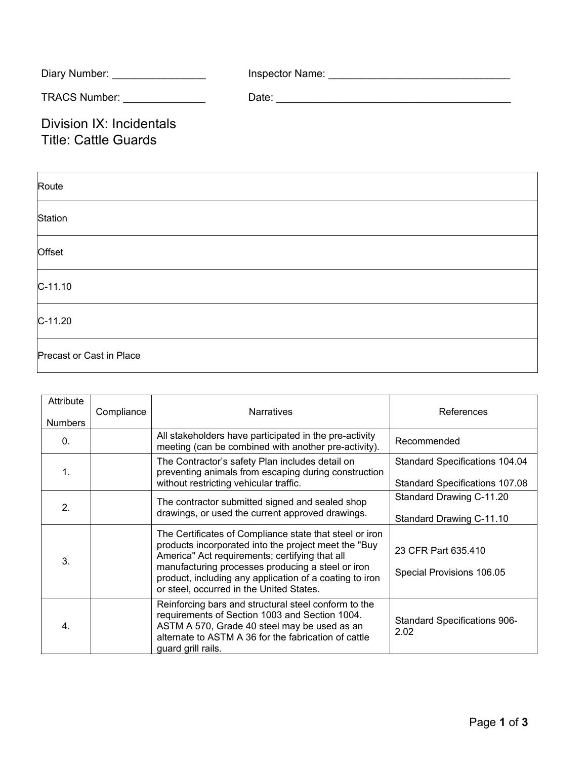Diary Number: ________________ Inspector Name: ________________________________

TRACS Number: ______________ Date: __________________________________________

# Division IX: Incidentals
# Title: Cattle Guards

| Route |
|---|
| Station |
| Offset |
| C-11.10 |
| C-11.20 |
| Precast or Cast in Place |

| Attribute Numbers | Compliance | Narratives | References |
|---|---|---|---|
| 0. | | All stakeholders have participated in the pre-activity meeting (can be combined with another pre-activity). | Recommended |
| 1. | | The Contractor's safety Plan includes detail on preventing animals from escaping during construction without restricting vehicular traffic. | Standard Specifications 104.04<br><br>Standard Specifications 107.08 |
| 2. | | The contractor submitted signed and sealed shop drawings, or used the current approved drawings. | Standard Drawing C-11.20<br><br>Standard Drawing C-11.10 |
| 3. | | The Certificates of Compliance state that steel or iron products incorporated into the project meet the "Buy America" Act requirements; certifying that all manufacturing processes producing a steel or iron product, including any application of a coating to iron or steel, occurred in the United States. | 23 CFR Part 635.410<br><br>Special Provisions 106.05 |
| 4. | | Reinforcing bars and structural steel conform to the requirements of Section 1003 and Section 1004. ASTM A 570, Grade 40 steel may be used as an alternate to ASTM A 36 for the fabrication of cattle guard grill rails. | Standard Specifications 906-2.02 |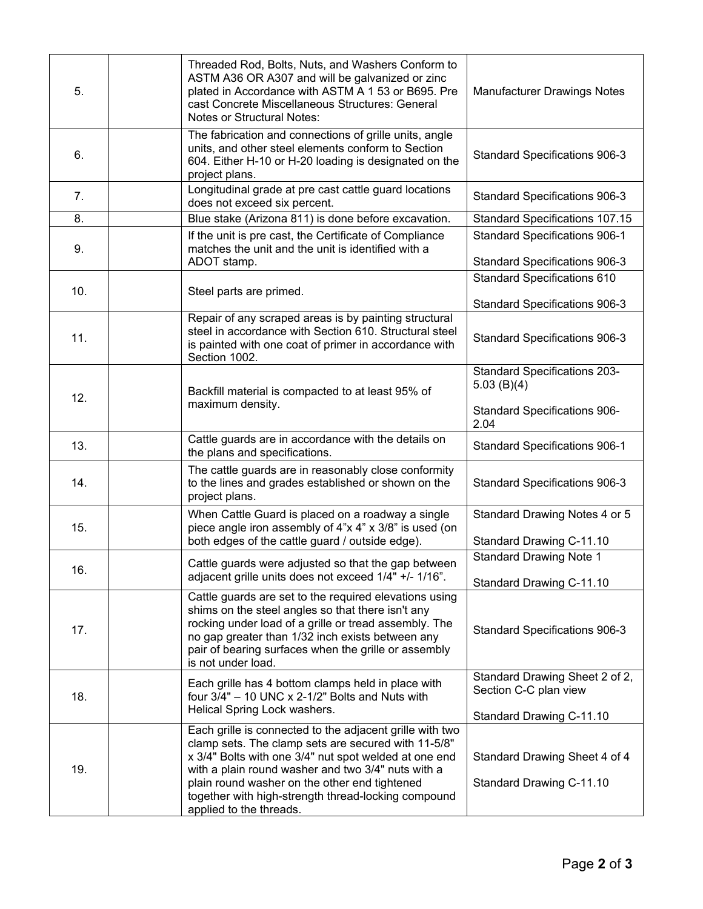| | | | |
|---|---|---|---|
| 5. | | Threaded Rod, Bolts, Nuts, and Washers Conform to ASTM A36 OR A307 and will be galvanized or zinc plated in Accordance with ASTM A 1 53 or B695. Pre cast Concrete Miscellaneous Structures: General Notes or Structural Notes: | Manufacturer Drawings Notes |
| 6. | | The fabrication and connections of grille units, angle units, and other steel elements conform to Section 604. Either H-10 or H-20 loading is designated on the project plans. | Standard Specifications 906-3 |
| 7. | | Longitudinal grade at pre cast cattle guard locations does not exceed six percent. | Standard Specifications 906-3 |
| 8. | | Blue stake (Arizona 811) is done before excavation. | Standard Specifications 107.15 |
| 9. | | If the unit is pre cast, the Certificate of Compliance matches the unit and the unit is identified with a ADOT stamp. | Standard Specifications 906-1<br><br>Standard Specifications 906-3 |
| 10. | | Steel parts are primed. | Standard Specifications 610<br><br>Standard Specifications 906-3 |
| 11. | | Repair of any scraped areas is by painting structural steel in accordance with Section 610. Structural steel is painted with one coat of primer in accordance with Section 1002. | Standard Specifications 906-3 |
| 12. | | Backfill material is compacted to at least 95% of maximum density. | Standard Specifications 203-5.03 (B)(4)<br><br>Standard Specifications 906-2.04 |
| 13. | | Cattle guards are in accordance with the details on the plans and specifications. | Standard Specifications 906-1 |
| 14. | | The cattle guards are in reasonably close conformity to the lines and grades established or shown on the project plans. | Standard Specifications 906-3 |
| 15. | | When Cattle Guard is placed on a roadway a single piece angle iron assembly of 4"x 4" x 3/8" is used (on both edges of the cattle guard / outside edge). | Standard Drawing Notes 4 or 5<br><br>Standard Drawing C-11.10 |
| 16. | | Cattle guards were adjusted so that the gap between adjacent grille units does not exceed 1/4" +/- 1/16". | Standard Drawing Note 1<br><br>Standard Drawing C-11.10 |
| 17. | | Cattle guards are set to the required elevations using shims on the steel angles so that there isn't any rocking under load of a grille or tread assembly. The no gap greater than 1/32 inch exists between any pair of bearing surfaces when the grille or assembly is not under load. | Standard Specifications 906-3 |
| 18. | | Each grille has 4 bottom clamps held in place with four 3/4" – 10 UNC x 2-1/2" Bolts and Nuts with Helical Spring Lock washers. | Standard Drawing Sheet 2 of 2, Section C-C plan view<br><br>Standard Drawing C-11.10 |
| 19. | | Each grille is connected to the adjacent grille with two clamp sets. The clamp sets are secured with 11-5/8" x 3/4" Bolts with one 3/4" nut spot welded at one end with a plain round washer and two 3/4" nuts with a plain round washer on the other end tightened together with high-strength thread-locking compound applied to the threads. | Standard Drawing Sheet 4 of 4<br><br>Standard Drawing C-11.10 |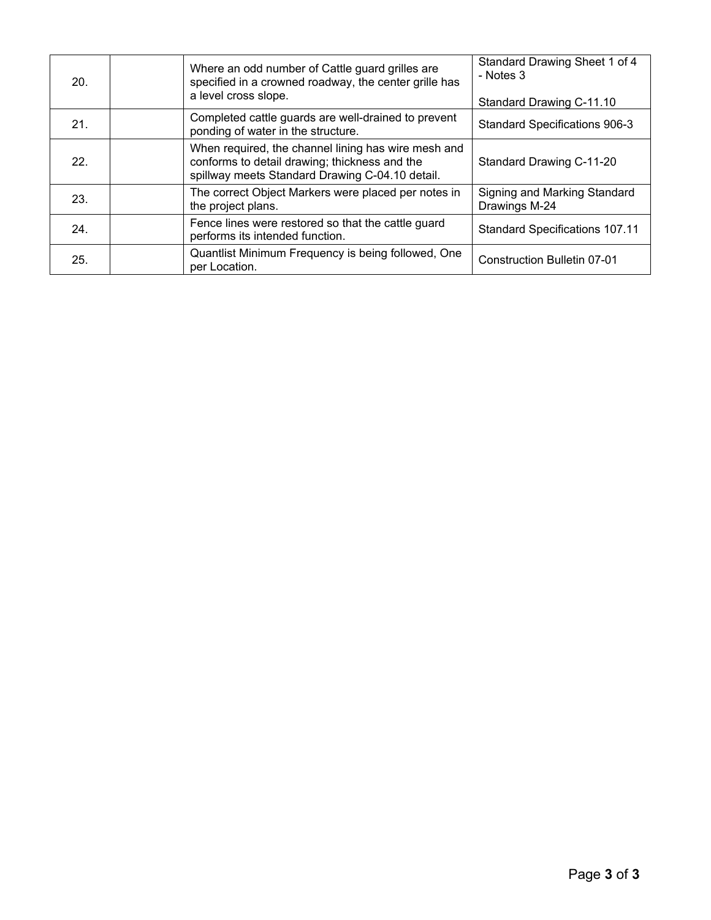| | | | |
|---|---|---|---|
| 20. | | Where an odd number of Cattle guard grilles are specified in a crowned roadway, the center grille has a level cross slope. | Standard Drawing Sheet 1 of 4 - Notes 3<br><br>Standard Drawing C-11.10 |
| 21. | | Completed cattle guards are well-drained to prevent ponding of water in the structure. | Standard Specifications 906-3 |
| 22. | | When required, the channel lining has wire mesh and conforms to detail drawing; thickness and the spillway meets Standard Drawing C-04.10 detail. | Standard Drawing C-11-20 |
| 23. | | The correct Object Markers were placed per notes in the project plans. | Signing and Marking Standard Drawings M-24 |
| 24. | | Fence lines were restored so that the cattle guard performs its intended function. | Standard Specifications 107.11 |
| 25. | | Quantlist Minimum Frequency is being followed, One per Location. | Construction Bulletin 07-01 |